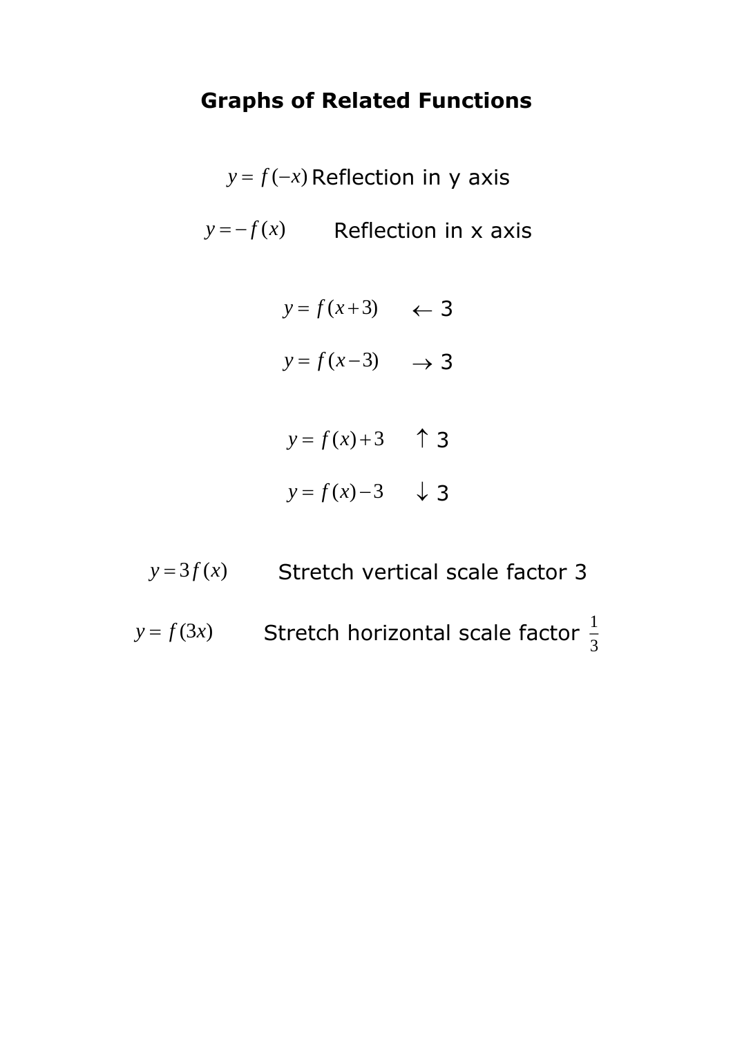# Graphs of Related Functions

$y = f(-x)$ Reflection in y axis

$y = -f(x)$ Reflection in x axis

$y = f(x+3)$ $\leftarrow$ 3

$y = f(x-3)$ $\rightarrow$ 3

$y = f(x)+3$ $\uparrow$ 3

$y = f(x)-3$ $\downarrow$ 3

$y = 3f(x)$ Stretch vertical scale factor 3

$y = f(3x)$ Stretch horizontal scale factor $\frac{1}{3}$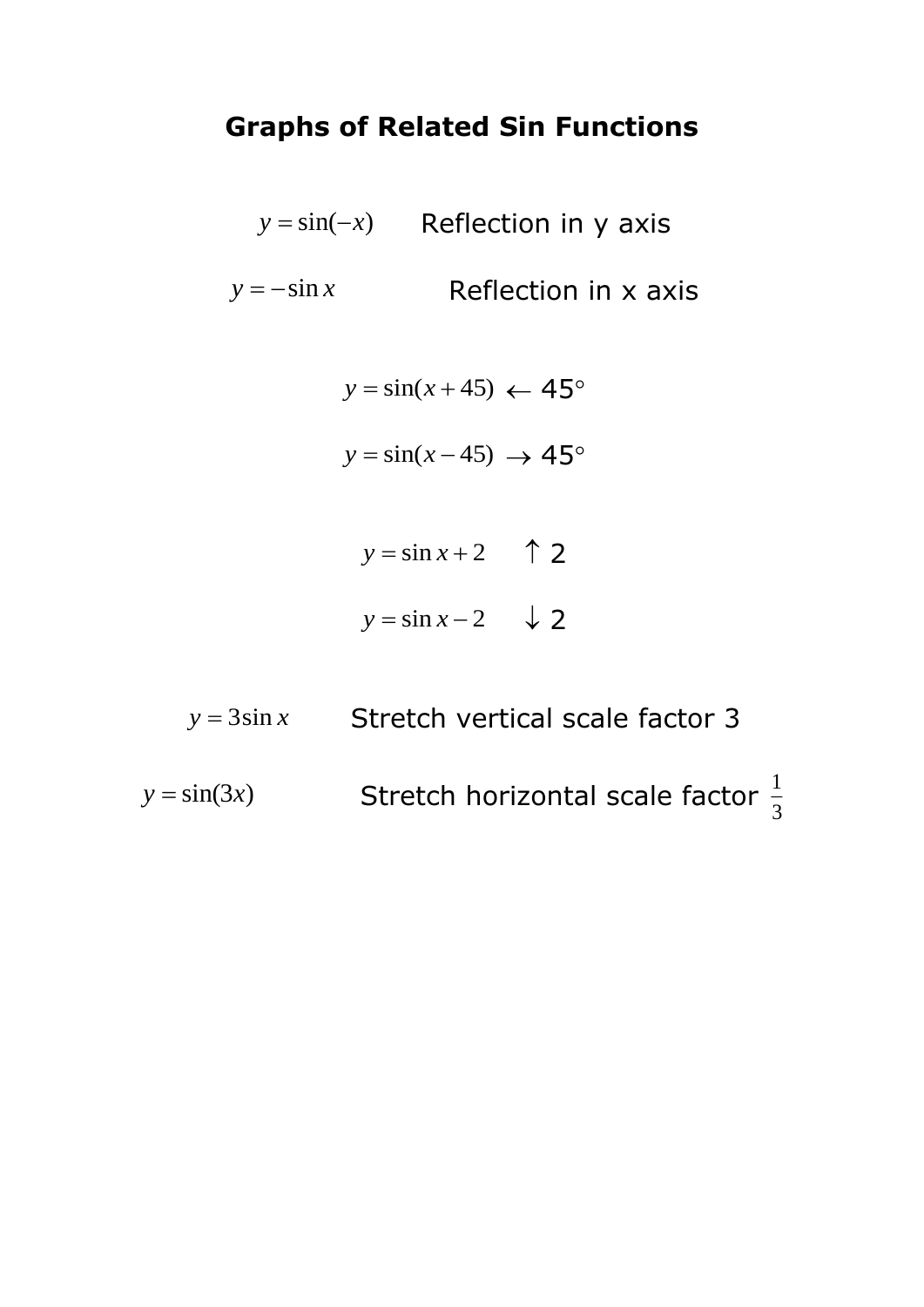# Graphs of Related Sin Functions

$y = \sin(-x)$ Reflection in y axis

$y = -\sin x$ Reflection in x axis

$y = \sin(x + 45)$ $\leftarrow$ 45°

$y = \sin(x - 45)$ $\rightarrow$ 45°

$y = \sin x + 2$ $\uparrow$ 2

$y = \sin x - 2$ $\downarrow$ 2

$y = 3\sin x$ Stretch vertical scale factor 3

$y = \sin(3x)$ Stretch horizontal scale factor $\frac{1}{3}$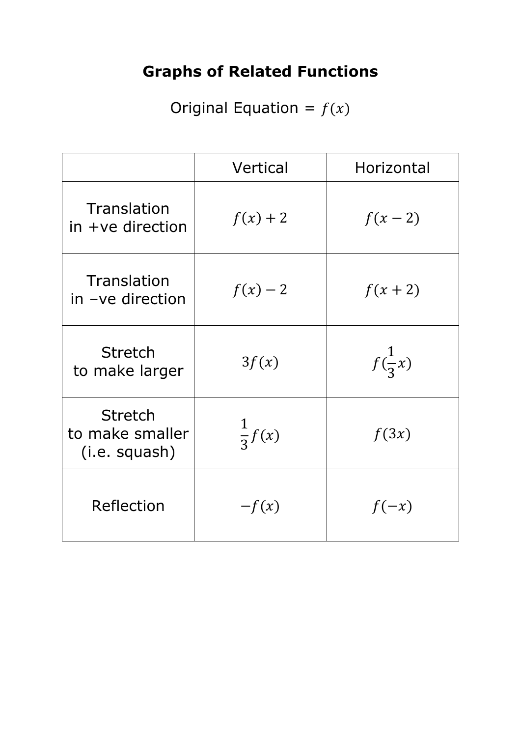# Graphs of Related Functions

Original Equation = $f(x)$

| | Vertical | Horizontal |
|---|---|---|
| Translation in +ve direction | $f(x) + 2$ | $f(x - 2)$ |
| Translation in –ve direction | $f(x) - 2$ | $f(x + 2)$ |
| Stretch to make larger | $3f(x)$ | $f(\frac{1}{3}x)$ |
| Stretch to make smaller (i.e. squash) | $\frac{1}{3}f(x)$ | $f(3x)$ |
| Reflection | $-f(x)$ | $f(-x)$ |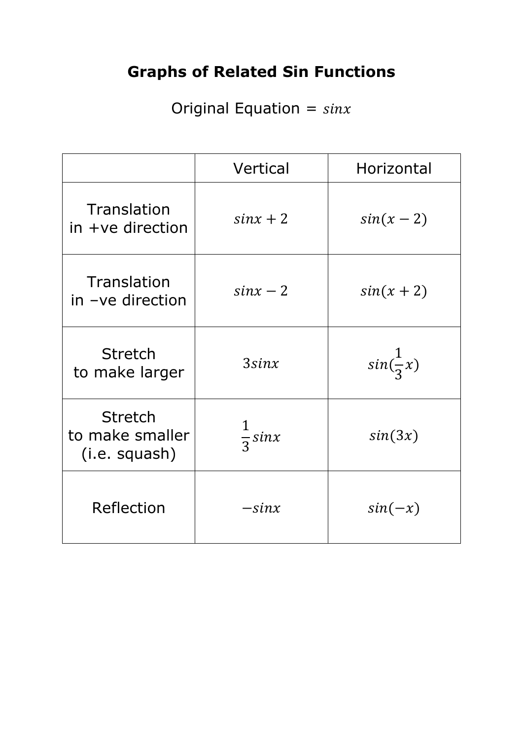# Graphs of Related Sin Functions

Original Equation = $sinx$

| | Vertical | Horizontal |
|---|---|---|
| Translation in +ve direction | $sinx + 2$ | $sin(x - 2)$ |
| Translation in –ve direction | $sinx - 2$ | $sin(x + 2)$ |
| Stretch to make larger | $3sinx$ | $sin(\frac{1}{3}x)$ |
| Stretch to make smaller (i.e. squash) | $\frac{1}{3}sinx$ | $sin(3x)$ |
| Reflection | $-sinx$ | $sin(-x)$ |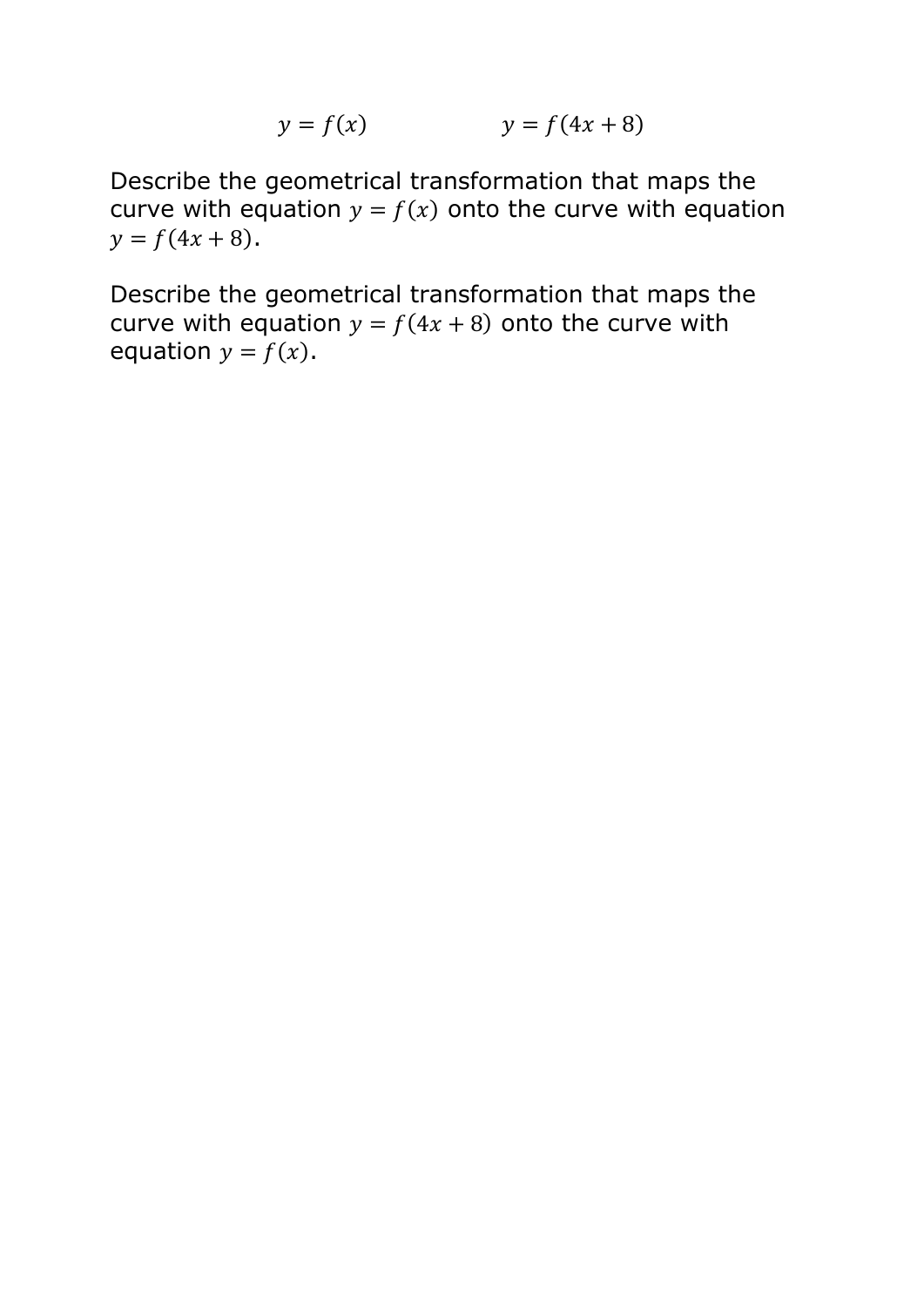$y = f(x)$ $\qquad\qquad$ $y = f(4x + 8)$

Describe the geometrical transformation that maps the curve with equation $y = f(x)$ onto the curve with equation $y = f(4x + 8)$.

Describe the geometrical transformation that maps the curve with equation $y = f(4x + 8)$ onto the curve with equation $y = f(x)$.